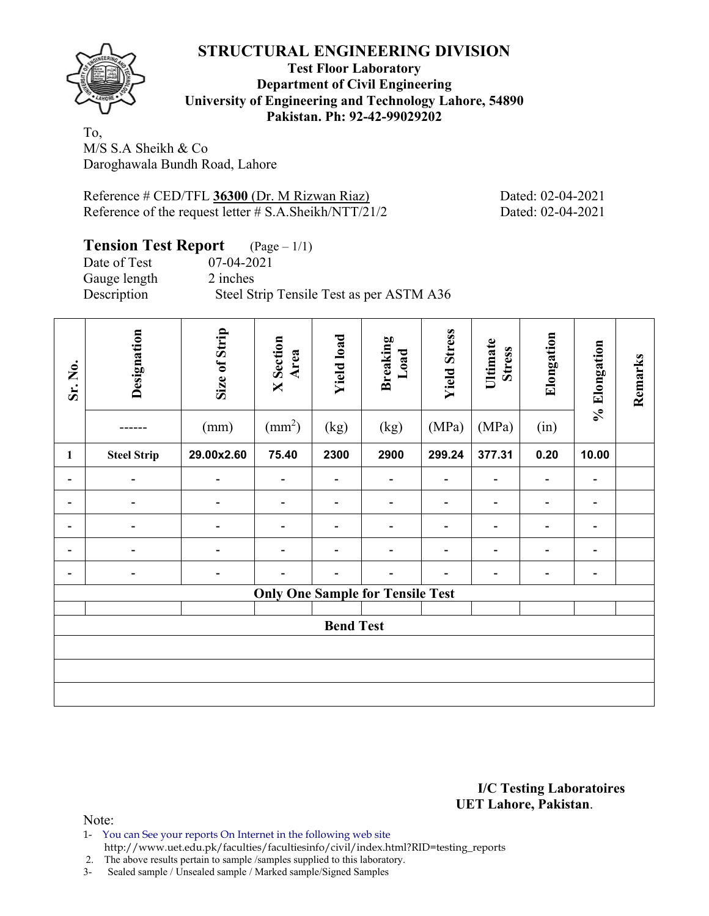# STRUCTURAL ENGINEERING DIVISION

**Test Floor Laboratory**
**Department of Civil Engineering**
**University of Engineering and Technology Lahore, 54890**
**Pakistan. Ph: 92-42-99029202**

To,
M/S S.A Sheikh & Co
Daroghawala Bundh Road, Lahore

Reference # CED/TFL **36300** (Dr. M Rizwan Riaz) Dated: 02-04-2021
Reference of the request letter # S.A.Sheikh/NTT/21/2 Dated: 02-04-2021

## Tension Test Report (Page – 1/1)

Date of Test 07-04-2021
Gauge length 2 inches
Description Steel Strip Tensile Test as per ASTM A36

| Sr. No. | Designation | Size of Strip | X Section Area | Yield load | Breaking Load | Yield Stress | Ultimate Stress | Elongation | % Elongation | Remarks |
|---|---|---|---|---|---|---|---|---|---|---|
| | ------ | (mm) | ($mm^2$) | (kg) | (kg) | (MPa) | (MPa) | (in) | | |
| 1 | Steel Strip | 29.00x2.60 | 75.40 | 2300 | 2900 | 299.24 | 377.31 | 0.20 | 10.00 | |
| - | - | - | - | - | - | - | - | - | - | |
| - | - | - | - | - | - | - | - | - | - | |
| - | - | - | - | - | - | - | - | - | - | |
| - | - | - | - | - | - | - | - | - | - | |
| - | - | - | - | - | - | - | - | - | - | |
| **Only One Sample for Tensile Test** | | | | | | | | | | |
| | | | | | | | | | | |
| **Bend Test** | | | | | | | | | | |
| | | | | | | | | | | |
| | | | | | | | | | | |
| | | | | | | | | | | |

**I/C Testing Laboratoires**
**UET Lahore, Pakistan**.

Note:

1- You can See your reports On Internet in the following web site
http://www.uet.edu.pk/faculties/facultiesinfo/civil/index.html?RID=testing_reports
2. The above results pertain to sample /samples supplied to this laboratory.
3- Sealed sample / Unsealed sample / Marked sample/Signed Samples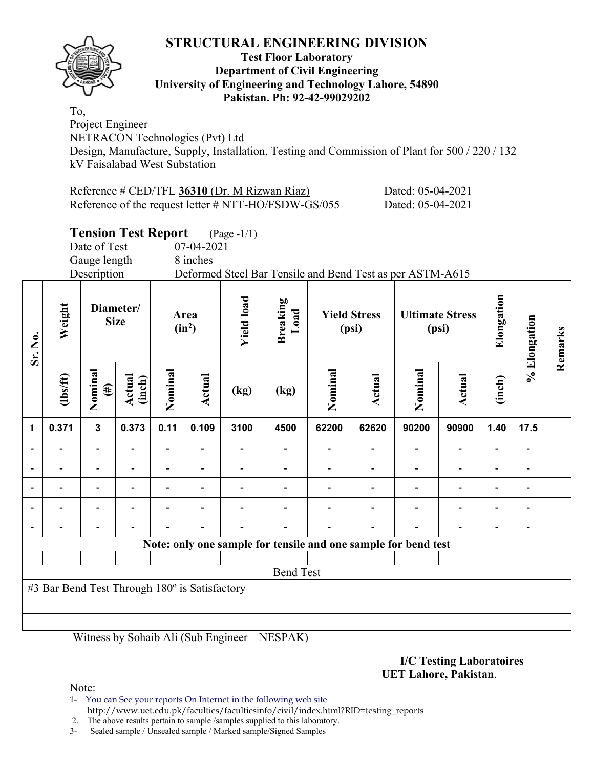# STRUCTURAL ENGINEERING DIVISION

**Test Floor Laboratory**
**Department of Civil Engineering**
**University of Engineering and Technology Lahore, 54890**
**Pakistan. Ph: 92-42-99029202**

To,
Project Engineer
NETRACON Technologies (Pvt) Ltd
Design, Manufacture, Supply, Installation, Testing and Commission of Plant for 500 / 220 / 132 kV Faisalabad West Substation

Reference # CED/TFL **36310** (Dr. M Rizwan Riaz) Dated: 05-04-2021
Reference of the request letter # NTT-HO/FSDW-GS/055 Dated: 05-04-2021

## Tension Test Report (Page -1/1)

Date of Test 07-04-2021
Gauge length 8 inches
Description Deformed Steel Bar Tensile and Bend Test as per ASTM-A615

| Sr. No. | Weight | Diameter/ Size | | Area ($in^2$) | | Yield load | Breaking Load | Yield Stress (psi) | | Ultimate Stress (psi) | | Elongation | % Elongation | Remarks |
|---|---|---|---|---|---|---|---|---|---|---|---|---|---|---|
| | (lbs/ft) | Nominal (#) | Actual (inch) | Nominal | Actual | (kg) | (kg) | Nominal | Actual | Nominal | Actual | (inch) | | |
| 1 | 0.371 | 3 | 0.373 | 0.11 | 0.109 | 3100 | 4500 | 62200 | 62620 | 90200 | 90900 | 1.40 | 17.5 | |
| - | - | - | - | - | - | - | - | - | - | - | - | - | - | |
| - | - | - | - | - | - | - | - | - | - | - | - | - | - | |
| - | - | - | - | - | - | - | - | - | - | - | - | - | - | |
| - | - | - | - | - | - | - | - | - | - | - | - | - | - | |
| - | - | - | - | - | - | - | - | - | - | - | - | - | - | |

**Note: only one sample for tensile and one sample for bend test**

Bend Test

#3 Bar Bend Test Through 180º is Satisfactory

Witness by Sohaib Ali (Sub Engineer – NESPAK)

**I/C Testing Laboratoires**
**UET Lahore, Pakistan**.

Note:
1- You can See your reports On Internet in the following web site
http://www.uet.edu.pk/faculties/facultiesinfo/civil/index.html?RID=testing_reports
2. The above results pertain to sample /samples supplied to this laboratory.
3- Sealed sample / Unsealed sample / Marked sample/Signed Samples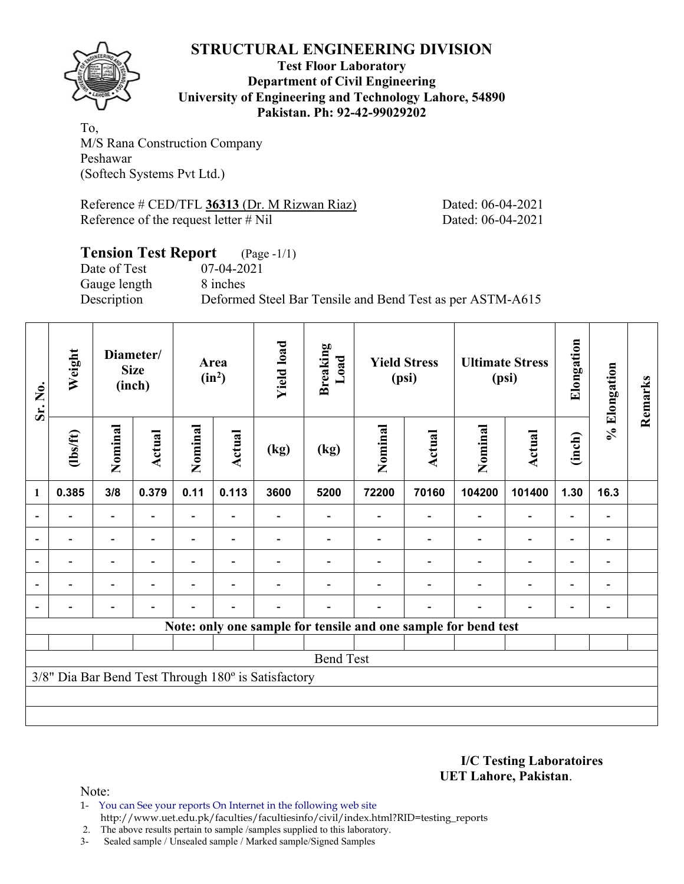# STRUCTURAL ENGINEERING DIVISION

**Test Floor Laboratory**
**Department of Civil Engineering**
**University of Engineering and Technology Lahore, 54890**
**Pakistan. Ph: 92-42-99029202**

To,
M/S Rana Construction Company
Peshawar
(Softech Systems Pvt Ltd.)

Reference # CED/TFL **36313** (Dr. M Rizwan Riaz) Dated: 06-04-2021
Reference of the request letter # Nil Dated: 06-04-2021

## Tension Test Report (Page -1/1)

Date of Test 07-04-2021
Gauge length 8 inches
Description Deformed Steel Bar Tensile and Bend Test as per ASTM-A615

| Sr. No. | Weight | Diameter/ Size (inch) | | Area (in$^2$) | | Yield load | Breaking Load | Yield Stress (psi) | | Ultimate Stress (psi) | | Elongation | % Elongation | Remarks |
|---|---|---|---|---|---|---|---|---|---|---|---|---|---|---|
| | (lbs/ft) | Nominal | Actual | Nominal | Actual | (kg) | (kg) | Nominal | Actual | Nominal | Actual | (inch) | | |
| 1 | 0.385 | 3/8 | 0.379 | 0.11 | 0.113 | 3600 | 5200 | 72200 | 70160 | 104200 | 101400 | 1.30 | 16.3 | |
| - | - | - | - | - | - | - | - | - | - | - | - | - | - | |
| - | - | - | - | - | - | - | - | - | - | - | - | - | - | |
| - | - | - | - | - | - | - | - | - | - | - | - | - | - | |
| - | - | - | - | - | - | - | - | - | - | - | - | - | - | |
| - | - | - | - | - | - | - | - | - | - | - | - | - | - | |

**Note: only one sample for tensile and one sample for bend test**

Bend Test

3/8" Dia Bar Bend Test Through 180º is Satisfactory

**I/C Testing Laboratoires**
**UET Lahore, Pakistan**.

Note:
1- You can See your reports On Internet in the following web site
http://www.uet.edu.pk/faculties/facultiesinfo/civil/index.html?RID=testing_reports
2. The above results pertain to sample /samples supplied to this laboratory.
3- Sealed sample / Unsealed sample / Marked sample/Signed Samples